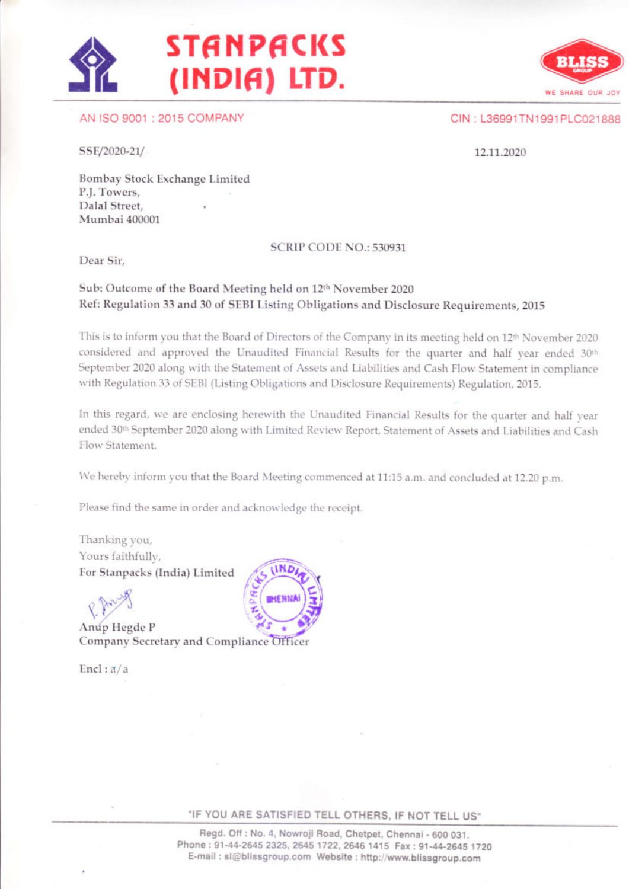# STANPACKS (INDIA) LTD.

AN ISO 9001 : 2015 COMPANY

CIN : L36991TN1991PLC021888

SSE/2020-21/

12.11.2020

Bombay Stock Exchange Limited
P.J. Towers,
Dalal Street,
Mumbai 400001

SCRIP CODE NO.: 530931

Dear Sir,

**Sub: Outcome of the Board Meeting held on 12th November 2020**
**Ref: Regulation 33 and 30 of SEBI Listing Obligations and Disclosure Requirements, 2015**

This is to inform you that the Board of Directors of the Company in its meeting held on 12th November 2020 considered and approved the Unaudited Financial Results for the quarter and half year ended 30th September 2020 along with the Statement of Assets and Liabilities and Cash Flow Statement in compliance with Regulation 33 of SEBI (Listing Obligations and Disclosure Requirements) Regulation, 2015.

In this regard, we are enclosing herewith the Unaudited Financial Results for the quarter and half year ended 30th September 2020 along with Limited Review Report, Statement of Assets and Liabilities and Cash Flow Statement.

We hereby inform you that the Board Meeting commenced at 11:15 a.m. and concluded at 12.20 p.m.

Please find the same in order and acknowledge the receipt.

Thanking you,
Yours faithfully,
For Stanpacks (India) Limited

Anup Hegde P
Company Secretary and Compliance Officer

Encl : a/a

"IF YOU ARE SATISFIED TELL OTHERS, IF NOT TELL US"

Regd. Off : No. 4, Nowroji Road, Chetpet, Chennai - 600 031.
Phone : 91-44-2645 2325, 2645 1722, 2646 1415 Fax : 91-44-2645 1720
E-mail : sl@blissgroup.com Website : http://www.blissgroup.com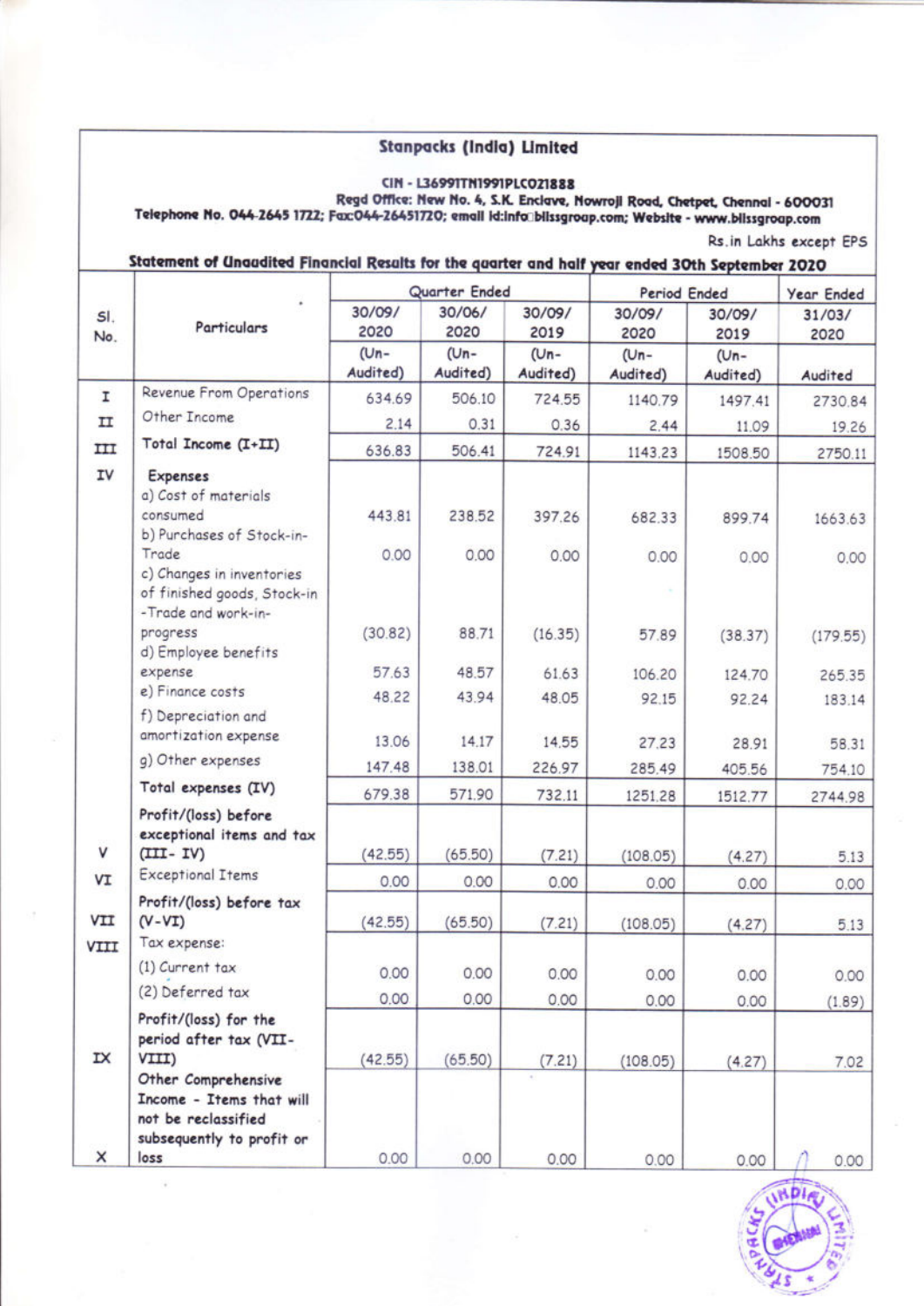# Stanpacks (India) Limited

CIN - L36991TN1991PLC021888

Regd Office: New No. 4, S.K. Enclave, Nowroji Road, Chetpet, Chennai - 600031

Telephone No. 044-2645 1722; Fax:044-26451720; email id:info@blissgroup.com; Website - www.blissgroup.com

Rs.in Lakhs except EPS

## Statement of Unaudited Financial Results for the quarter and half year ended 30th September 2020

| Sl. No. | Particulars | Quarter Ended | | | Period Ended | | Year Ended |
|---|---|---|---|---|---|---|---|
| | | 30/09/2020 | 30/06/2020 | 30/09/2019 | 30/09/2020 | 30/09/2019 | 31/03/2020 |
| | | (Un-Audited) | (Un-Audited) | (Un-Audited) | (Un-Audited) | (Un-Audited) | Audited |
| I | Revenue From Operations | 634.69 | 506.10 | 724.55 | 1140.79 | 1497.41 | 2730.84 |
| II | Other Income | 2.14 | 0.31 | 0.36 | 2.44 | 11.09 | 19.26 |
| III | Total Income (I+II) | 636.83 | 506.41 | 724.91 | 1143.23 | 1508.50 | 2750.11 |
| IV | Expenses | | | | | | |
| | a) Cost of materials consumed | 443.81 | 238.52 | 397.26 | 682.33 | 899.74 | 1663.63 |
| | b) Purchases of Stock-in-Trade | 0.00 | 0.00 | 0.00 | 0.00 | 0.00 | 0.00 |
| | c) Changes in inventories of finished goods, Stock-in-Trade and work-in-progress | (30.82) | 88.71 | (16.35) | 57.89 | (38.37) | (179.55) |
| | d) Employee benefits expense | 57.63 | 48.57 | 61.63 | 106.20 | 124.70 | 265.35 |
| | e) Finance costs | 48.22 | 43.94 | 48.05 | 92.15 | 92.24 | 183.14 |
| | f) Depreciation and amortization expense | 13.06 | 14.17 | 14.55 | 27.23 | 28.91 | 58.31 |
| | g) Other expenses | 147.48 | 138.01 | 226.97 | 285.49 | 405.56 | 754.10 |
| | Total expenses (IV) | 679.38 | 571.90 | 732.11 | 1251.28 | 1512.77 | 2744.98 |
| V | Profit/(loss) before exceptional items and tax (III- IV) | (42.55) | (65.50) | (7.21) | (108.05) | (4.27) | 5.13 |
| VI | Exceptional Items | 0.00 | 0.00 | 0.00 | 0.00 | 0.00 | 0.00 |
| VII | Profit/(loss) before tax (V-VI) | (42.55) | (65.50) | (7.21) | (108.05) | (4.27) | 5.13 |
| VIII | Tax expense: | | | | | | |
| | (1) Current tax | 0.00 | 0.00 | 0.00 | 0.00 | 0.00 | 0.00 |
| | (2) Deferred tax | 0.00 | 0.00 | 0.00 | 0.00 | 0.00 | (1.89) |
| IX | Profit/(loss) for the period after tax (VII-VIII) | (42.55) | (65.50) | (7.21) | (108.05) | (4.27) | 7.02 |
| X | Other Comprehensive Income - Items that will not be reclassified subsequently to profit or loss | 0.00 | 0.00 | 0.00 | 0.00 | 0.00 | 0.00 |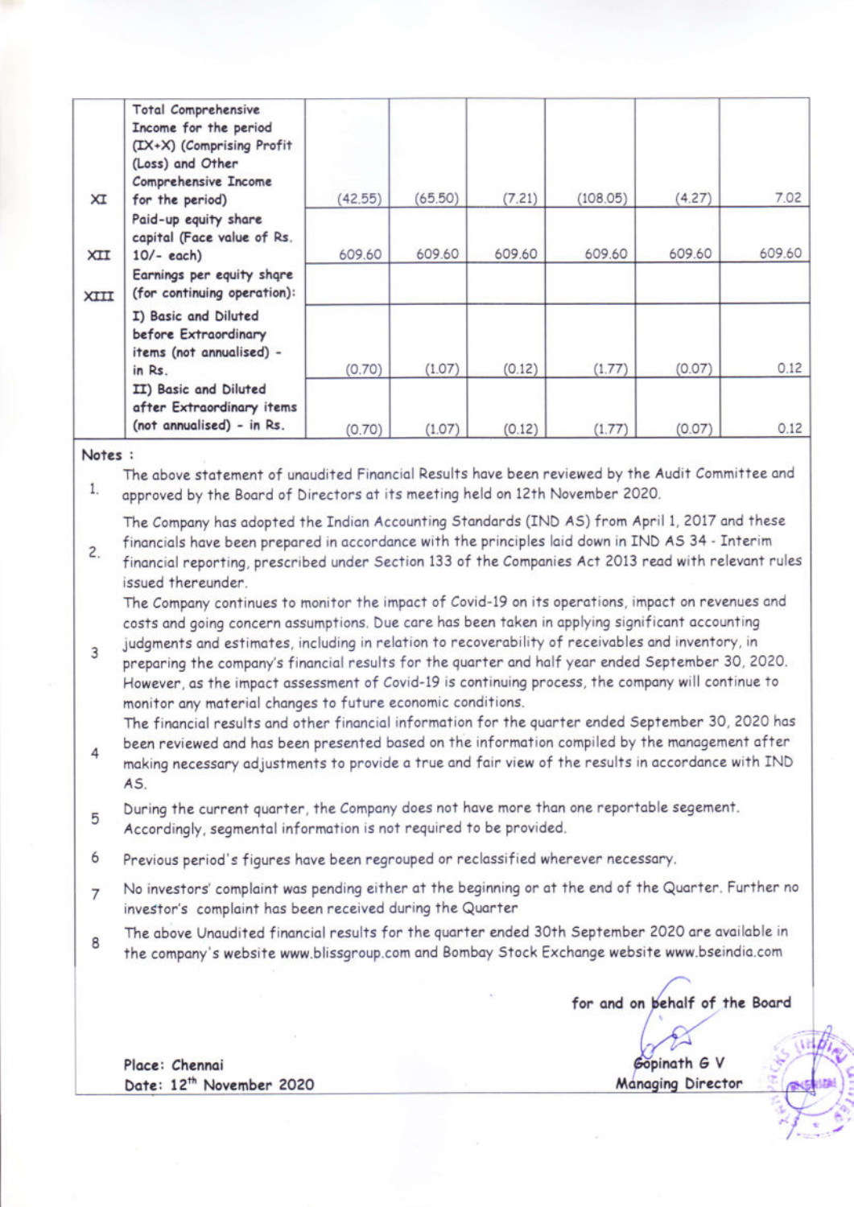| | | | | | | | |
|---|---|---|---|---|---|---|---|
| XI | Total Comprehensive Income for the period (IX+X) (Comprising Profit (Loss) and Other Comprehensive Income for the period) | (42.55) | (65.50) | (7.21) | (108.05) | (4.27) | 7.02 |
| XII | Paid-up equity share capital (Face value of Rs. 10/- each) | 609.60 | 609.60 | 609.60 | 609.60 | 609.60 | 609.60 |
| XIII | Earnings per equity shqre (for continuing operation): | | | | | | |
| | I) Basic and Diluted before Extraordinary items (not annualised) - in Rs. | (0.70) | (1.07) | (0.12) | (1.77) | (0.07) | 0.12 |
| | II) Basic and Diluted after Extraordinary items (not annualised) - in Rs. | (0.70) | (1.07) | (0.12) | (1.77) | (0.07) | 0.12 |

**Notes :**

1. The above statement of unaudited Financial Results have been reviewed by the Audit Committee and approved by the Board of Directors at its meeting held on 12th November 2020.
2. The Company has adopted the Indian Accounting Standards (IND AS) from April 1, 2017 and these financials have been prepared in accordance with the principles laid down in IND AS 34 - Interim financial reporting, prescribed under Section 133 of the Companies Act 2013 read with relevant rules issued thereunder.
3. The Company continues to monitor the impact of Covid-19 on its operations, impact on revenues and costs and going concern assumptions. Due care has been taken in applying significant accounting judgments and estimates, including in relation to recoverability of receivables and inventory, in preparing the company's financial results for the quarter and half year ended September 30, 2020. However, as the impact assessment of Covid-19 is continuing process, the company will continue to monitor any material changes to future economic conditions.
4. The financial results and other financial information for the quarter ended September 30, 2020 has been reviewed and has been presented based on the information compiled by the management after making necessary adjustments to provide a true and fair view of the results in accordance with IND AS.
5. During the current quarter, the Company does not have more than one reportable segement. Accordingly, segmental information is not required to be provided.
6. Previous period's figures have been regrouped or reclassified wherever necessary.
7. No investors' complaint was pending either at the beginning or at the end of the Quarter. Further no investor's complaint has been received during the Quarter
8. The above Unaudited financial results for the quarter ended 30th September 2020 are available in the company's website www.blissgroup.com and Bombay Stock Exchange website www.bseindia.com

for and on behalf of the Board

Gopinath G V
Managing Director

Place: Chennai
Date: 12th November 2020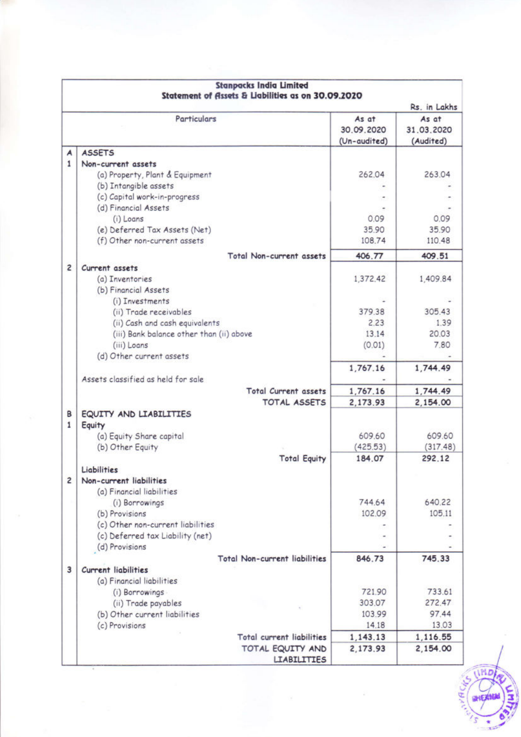**Stanpacks India Limited**
**Statement of Assets & Liabilities as on 30.09.2020**

Rs. in Lakhs

| | Particulars | As at 30.09.2020 (Un-audited) | As at 31.03.2020 (Audited) |
|---|---|---|---|
| A | **ASSETS** | | |
| 1 | **Non-current assets** | | |
| | (a) Property, Plant & Equipment | 262.04 | 263.04 |
| | (b) Intangible assets | - | - |
| | (c) Capital work-in-progress | - | - |
| | (d) Financial Assets | - | - |
| | (i) Loans | 0.09 | 0.09 |
| | (e) Deferred Tax Assets (Net) | 35.90 | 35.90 |
| | (f) Other non-current assets | 108.74 | 110.48 |
| | **Total Non-current assets** | **406.77** | **409.51** |
| 2 | **Current assets** | | |
| | (a) Inventories | 1,372.42 | 1,409.84 |
| | (b) Financial Assets | | |
| | (i) Investments | - | - |
| | (ii) Trade receivables | 379.38 | 305.43 |
| | (ii) Cash and cash equivalents | 2.23 | 1.39 |
| | (iii) Bank balance other than (ii) above | 13.14 | 20.03 |
| | (iii) Loans | (0.01) | 7.80 |
| | (d) Other current assets | - | - |
| | | **1,767.16** | **1,744.49** |
| | Assets classified as held for sale | - | - |
| | **Total Current assets** | **1,767.16** | **1,744.49** |
| | **TOTAL ASSETS** | **2,173.93** | **2,154.00** |
| B | **EQUITY AND LIABILITIES** | | |
| 1 | **Equity** | | |
| | (a) Equity Share capital | 609.60 | 609.60 |
| | (b) Other Equity | (425.53) | (317.48) |
| | **Total Equity** | **184.07** | **292.12** |
| | **Liabilities** | | |
| 2 | **Non-current liabilities** | | |
| | (a) Financial liabilities | | |
| | (i) Borrowings | 744.64 | 640.22 |
| | (b) Provisions | 102.09 | 105.11 |
| | (c) Other non-current liabilities | - | - |
| | (c) Deferred tax Liability (net) | - | - |
| | (d) Provisions | - | - |
| | **Total Non-current liabilities** | **846.73** | **745.33** |
| 3 | **Current liabilities** | | |
| | (a) Financial liabilities | | |
| | (i) Borrowings | 721.90 | 733.61 |
| | (ii) Trade payables | 303.07 | 272.47 |
| | (b) Other current liabilities | 103.99 | 97.44 |
| | (c) Provisions | 14.18 | 13.03 |
| | **Total current liabilities** | **1,143.13** | **1,116.55** |
| | **TOTAL EQUITY AND LIABILITIES** | **2,173.93** | **2,154.00** |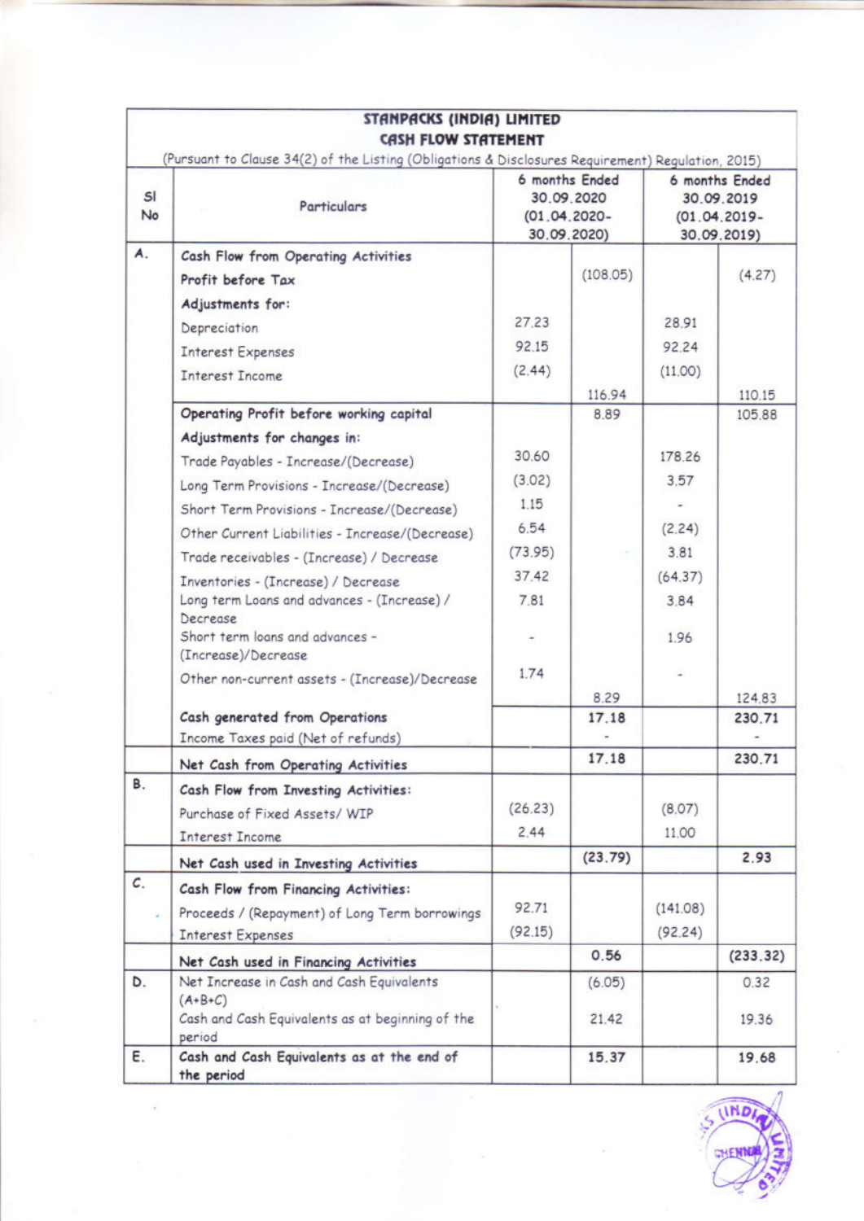# STANPACKS (INDIA) LIMITED

## CASH FLOW STATEMENT

(Pursuant to Clause 34(2) of the Listing (Obligations & Disclosures Requirement) Regulation, 2015)

| Sl No | Particulars | 6 months Ended 30.09.2020 (01.04.2020-30.09.2020) | | 6 months Ended 30.09.2019 (01.04.2019-30.09.2019) | |
|---|---|---|---|---|---|
| A. | **Cash Flow from Operating Activities** | | | | |
| | **Profit before Tax** | | (108.05) | | (4.27) |
| | **Adjustments for:** | | | | |
| | Depreciation | 27.23 | | 28.91 | |
| | Interest Expenses | 92.15 | | 92.24 | |
| | Interest Income | (2.44) | | (11.00) | |
| | | | 116.94 | | 110.15 |
| | **Operating Profit before working capital** | | 8.89 | | 105.88 |
| | **Adjustments for changes in:** | | | | |
| | Trade Payables - Increase/(Decrease) | 30.60 | | 178.26 | |
| | Long Term Provisions - Increase/(Decrease) | (3.02) | | 3.57 | |
| | Short Term Provisions - Increase/(Decrease) | 1.15 | | - | |
| | Other Current Liabilities - Increase/(Decrease) | 6.54 | | (2.24) | |
| | Trade receivables - (Increase) / Decrease | (73.95) | | 3.81 | |
| | Inventories - (Increase) / Decrease | 37.42 | | (64.37) | |
| | Long term Loans and advances - (Increase) / Decrease | 7.81 | | 3.84 | |
| | Short term loans and advances - (Increase)/Decrease | - | | 1.96 | |
| | Other non-current assets - (Increase)/Decrease | 1.74 | | - | |
| | | | 8.29 | | 124.83 |
| | **Cash generated from Operations** | | **17.18** | | **230.71** |
| | Income Taxes paid (Net of refunds) | | - | | - |
| | **Net Cash from Operating Activities** | | **17.18** | | **230.71** |
| B. | **Cash Flow from Investing Activities:** | | | | |
| | Purchase of Fixed Assets/ WIP | (26.23) | | (8.07) | |
| | Interest Income | 2.44 | | 11.00 | |
| | **Net Cash used in Investing Activities** | | **(23.79)** | | **2.93** |
| C. | **Cash Flow from Financing Activities:** | | | | |
| | Proceeds / (Repayment) of Long Term borrowings | 92.71 | | (141.08) | |
| | Interest Expenses | (92.15) | | (92.24) | |
| | **Net Cash used in Financing Activities** | | **0.56** | | **(233.32)** |
| D. | Net Increase in Cash and Cash Equivalents (A+B+C) | | (6.05) | | 0.32 |
| | Cash and Cash Equivalents as at beginning of the period | | 21.42 | | 19.36 |
| E. | **Cash and Cash Equivalents as at the end of the period** | | **15.37** | | **19.68** |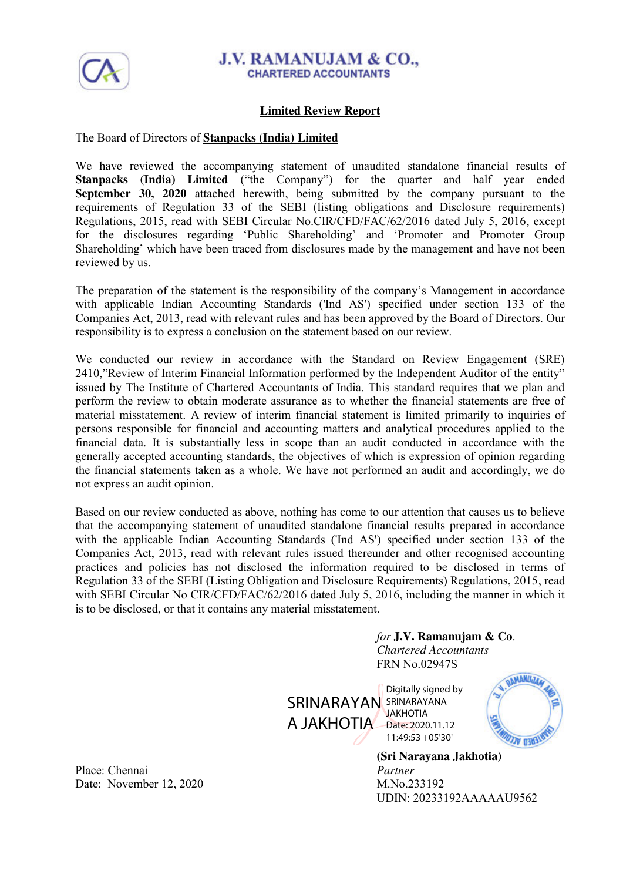# J.V. RAMANUJAM & CO.,
CHARTERED ACCOUNTANTS

## Limited Review Report

The Board of Directors of **Stanpacks (India) Limited**

We have reviewed the accompanying statement of unaudited standalone financial results of **Stanpacks (India) Limited** ("the Company") for the quarter and half year ended **September 30, 2020** attached herewith, being submitted by the company pursuant to the requirements of Regulation 33 of the SEBI (listing obligations and Disclosure requirements) Regulations, 2015, read with SEBI Circular No.CIR/CFD/FAC/62/2016 dated July 5, 2016, except for the disclosures regarding 'Public Shareholding' and 'Promoter and Promoter Group Shareholding' which have been traced from disclosures made by the management and have not been reviewed by us.

The preparation of the statement is the responsibility of the company's Management in accordance with applicable Indian Accounting Standards ('Ind AS') specified under section 133 of the Companies Act, 2013, read with relevant rules and has been approved by the Board of Directors. Our responsibility is to express a conclusion on the statement based on our review.

We conducted our review in accordance with the Standard on Review Engagement (SRE) 2410,"Review of Interim Financial Information performed by the Independent Auditor of the entity" issued by The Institute of Chartered Accountants of India. This standard requires that we plan and perform the review to obtain moderate assurance as to whether the financial statements are free of material misstatement. A review of interim financial statement is limited primarily to inquiries of persons responsible for financial and accounting matters and analytical procedures applied to the financial data. It is substantially less in scope than an audit conducted in accordance with the generally accepted accounting standards, the objectives of which is expression of opinion regarding the financial statements taken as a whole. We have not performed an audit and accordingly, we do not express an audit opinion.

Based on our review conducted as above, nothing has come to our attention that causes us to believe that the accompanying statement of unaudited standalone financial results prepared in accordance with the applicable Indian Accounting Standards ('Ind AS') specified under section 133 of the Companies Act, 2013, read with relevant rules issued thereunder and other recognised accounting practices and policies has not disclosed the information required to be disclosed in terms of Regulation 33 of the SEBI (Listing Obligation and Disclosure Requirements) Regulations, 2015, read with SEBI Circular No CIR/CFD/FAC/62/2016 dated July 5, 2016, including the manner in which it is to be disclosed, or that it contains any material misstatement.

*for* **J.V. Ramanujam & Co**.
*Chartered Accountants*
FRN No.02947S

SRINARAYANA JAKHOTIA
Digitally signed by SRINARAYANA JAKHOTIA
Date: 2020.11.12 11:49:53 +05'30'

**(Sri Narayana Jakhotia)**
*Partner*
M.No.233192
UDIN: 20233192AAAAAU9562

Place: Chennai
Date: November 12, 2020